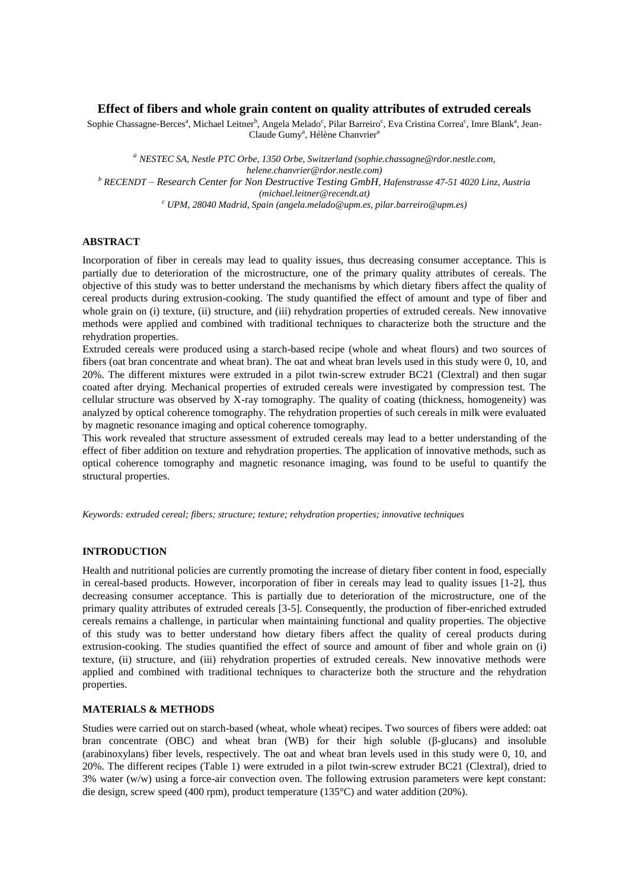# Effect of fibers and whole grain content on quality attributes of extruded cereals

Sophie Chassagne-Berces[a], Michael Leitner[b], Angela Melado[c], Pilar Barreiro[c], Eva Cristina Correa[c], Imre Blank[a], Jean-Claude Gumy[a], Hélène Chanvrier[a]

[a] NESTEC SA, Nestle PTC Orbe, 1350 Orbe, Switzerland (sophie.chassagne@rdor.nestle.com, helene.chanvrier@rdor.nestle.com)

[b] RECENDT – Research Center for Non Destructive Testing GmbH, Hafenstrasse 47-51 4020 Linz, Austria (michael.leitner@recendt.at)

[c] UPM, 28040 Madrid, Spain (angela.melado@upm.es, pilar.barreiro@upm.es)

## ABSTRACT

Incorporation of fiber in cereals may lead to quality issues, thus decreasing consumer acceptance. This is partially due to deterioration of the microstructure, one of the primary quality attributes of cereals. The objective of this study was to better understand the mechanisms by which dietary fibers affect the quality of cereal products during extrusion-cooking. The study quantified the effect of amount and type of fiber and whole grain on (i) texture, (ii) structure, and (iii) rehydration properties of extruded cereals. New innovative methods were applied and combined with traditional techniques to characterize both the structure and the rehydration properties.

Extruded cereals were produced using a starch-based recipe (whole and wheat flours) and two sources of fibers (oat bran concentrate and wheat bran). The oat and wheat bran levels used in this study were 0, 10, and 20%. The different mixtures were extruded in a pilot twin-screw extruder BC21 (Clextral) and then sugar coated after drying. Mechanical properties of extruded cereals were investigated by compression test. The cellular structure was observed by X-ray tomography. The quality of coating (thickness, homogeneity) was analyzed by optical coherence tomography. The rehydration properties of such cereals in milk were evaluated by magnetic resonance imaging and optical coherence tomography.

This work revealed that structure assessment of extruded cereals may lead to a better understanding of the effect of fiber addition on texture and rehydration properties. The application of innovative methods, such as optical coherence tomography and magnetic resonance imaging, was found to be useful to quantify the structural properties.

*Keywords: extruded cereal; fibers; structure; texture; rehydration properties; innovative techniques*

## INTRODUCTION

Health and nutritional policies are currently promoting the increase of dietary fiber content in food, especially in cereal-based products. However, incorporation of fiber in cereals may lead to quality issues [1-2], thus decreasing consumer acceptance. This is partially due to deterioration of the microstructure, one of the primary quality attributes of extruded cereals [3-5]. Consequently, the production of fiber-enriched extruded cereals remains a challenge, in particular when maintaining functional and quality properties. The objective of this study was to better understand how dietary fibers affect the quality of cereal products during extrusion-cooking. The studies quantified the effect of source and amount of fiber and whole grain on (i) texture, (ii) structure, and (iii) rehydration properties of extruded cereals. New innovative methods were applied and combined with traditional techniques to characterize both the structure and the rehydration properties.

## MATERIALS & METHODS

Studies were carried out on starch-based (wheat, whole wheat) recipes. Two sources of fibers were added: oat bran concentrate (OBC) and wheat bran (WB) for their high soluble (β-glucans) and insoluble (arabinoxylans) fiber levels, respectively. The oat and wheat bran levels used in this study were 0, 10, and 20%. The different recipes (Table 1) were extruded in a pilot twin-screw extruder BC21 (Clextral), dried to 3% water (w/w) using a force-air convection oven. The following extrusion parameters were kept constant: die design, screw speed (400 rpm), product temperature (135°C) and water addition (20%).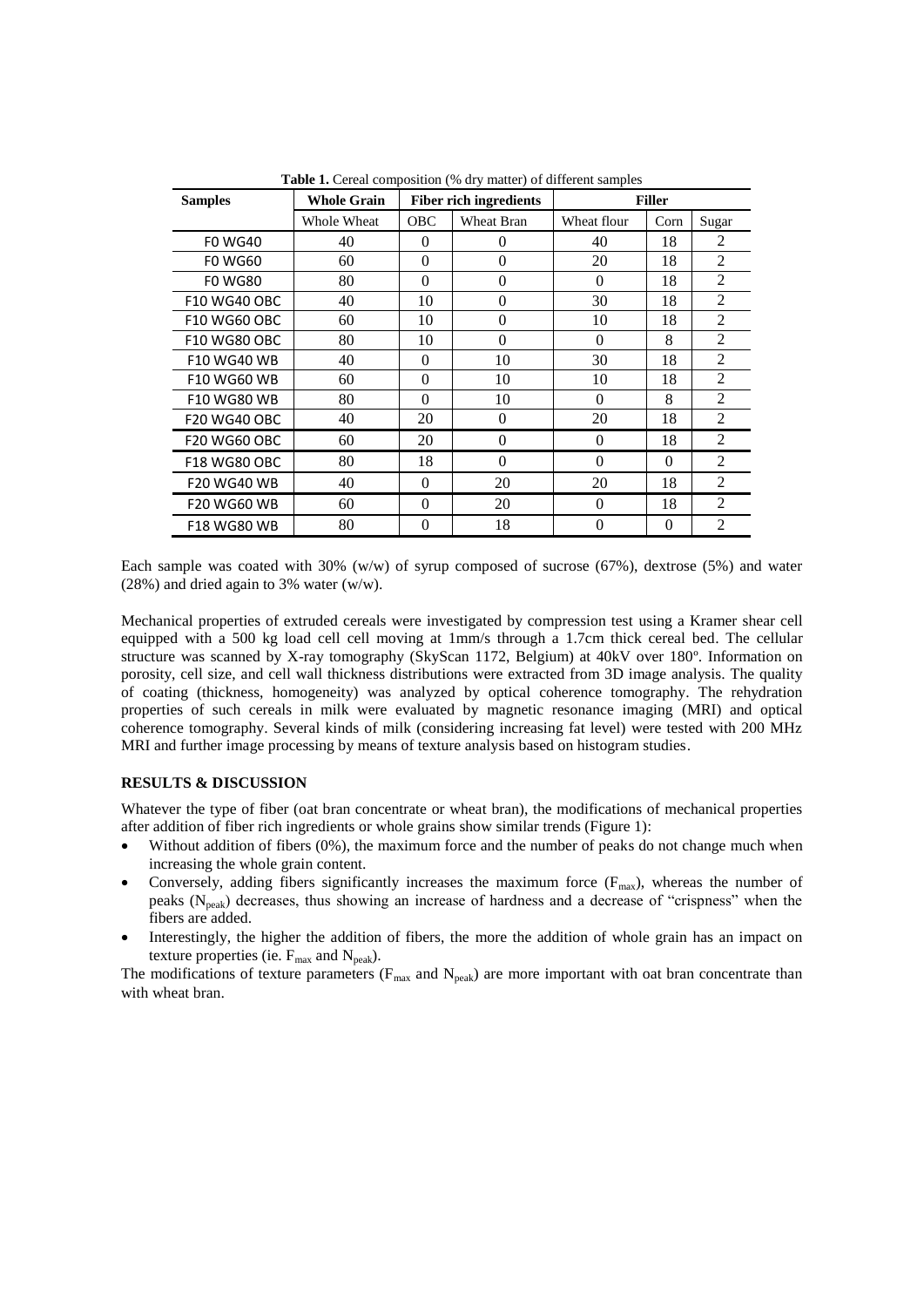**Table 1.** Cereal composition (% dry matter) of different samples

| Samples | Whole Grain | Fiber rich ingredients | | Filler | | |
|---|---|---|---|---|---|---|
| | Whole Wheat | OBC | Wheat Bran | Wheat flour | Corn | Sugar |
| F0 WG40 | 40 | 0 | 0 | 40 | 18 | 2 |
| F0 WG60 | 60 | 0 | 0 | 20 | 18 | 2 |
| F0 WG80 | 80 | 0 | 0 | 0 | 18 | 2 |
| F10 WG40 OBC | 40 | 10 | 0 | 30 | 18 | 2 |
| F10 WG60 OBC | 60 | 10 | 0 | 10 | 18 | 2 |
| F10 WG80 OBC | 80 | 10 | 0 | 0 | 8 | 2 |
| F10 WG40 WB | 40 | 0 | 10 | 30 | 18 | 2 |
| F10 WG60 WB | 60 | 0 | 10 | 10 | 18 | 2 |
| F10 WG80 WB | 80 | 0 | 10 | 0 | 8 | 2 |
| F20 WG40 OBC | 40 | 20 | 0 | 20 | 18 | 2 |
| F20 WG60 OBC | 60 | 20 | 0 | 0 | 18 | 2 |
| F18 WG80 OBC | 80 | 18 | 0 | 0 | 0 | 2 |
| F20 WG40 WB | 40 | 0 | 20 | 20 | 18 | 2 |
| F20 WG60 WB | 60 | 0 | 20 | 0 | 18 | 2 |
| F18 WG80 WB | 80 | 0 | 18 | 0 | 0 | 2 |

Each sample was coated with 30% (w/w) of syrup composed of sucrose (67%), dextrose (5%) and water (28%) and dried again to 3% water (w/w).

Mechanical properties of extruded cereals were investigated by compression test using a Kramer shear cell equipped with a 500 kg load cell cell moving at 1mm/s through a 1.7cm thick cereal bed. The cellular structure was scanned by X-ray tomography (SkyScan 1172, Belgium) at 40kV over 180º. Information on porosity, cell size, and cell wall thickness distributions were extracted from 3D image analysis. The quality of coating (thickness, homogeneity) was analyzed by optical coherence tomography. The rehydration properties of such cereals in milk were evaluated by magnetic resonance imaging (MRI) and optical coherence tomography. Several kinds of milk (considering increasing fat level) were tested with 200 MHz MRI and further image processing by means of texture analysis based on histogram studies.

## RESULTS & DISCUSSION

Whatever the type of fiber (oat bran concentrate or wheat bran), the modifications of mechanical properties after addition of fiber rich ingredients or whole grains show similar trends (Figure 1):

- Without addition of fibers (0%), the maximum force and the number of peaks do not change much when increasing the whole grain content.
- Conversely, adding fibers significantly increases the maximum force ($F_{max}$), whereas the number of peaks ($N_{peak}$) decreases, thus showing an increase of hardness and a decrease of "crispness" when the fibers are added.
- Interestingly, the higher the addition of fibers, the more the addition of whole grain has an impact on texture properties (ie. $F_{max}$ and $N_{peak}$).

The modifications of texture parameters ($F_{max}$ and $N_{peak}$) are more important with oat bran concentrate than with wheat bran.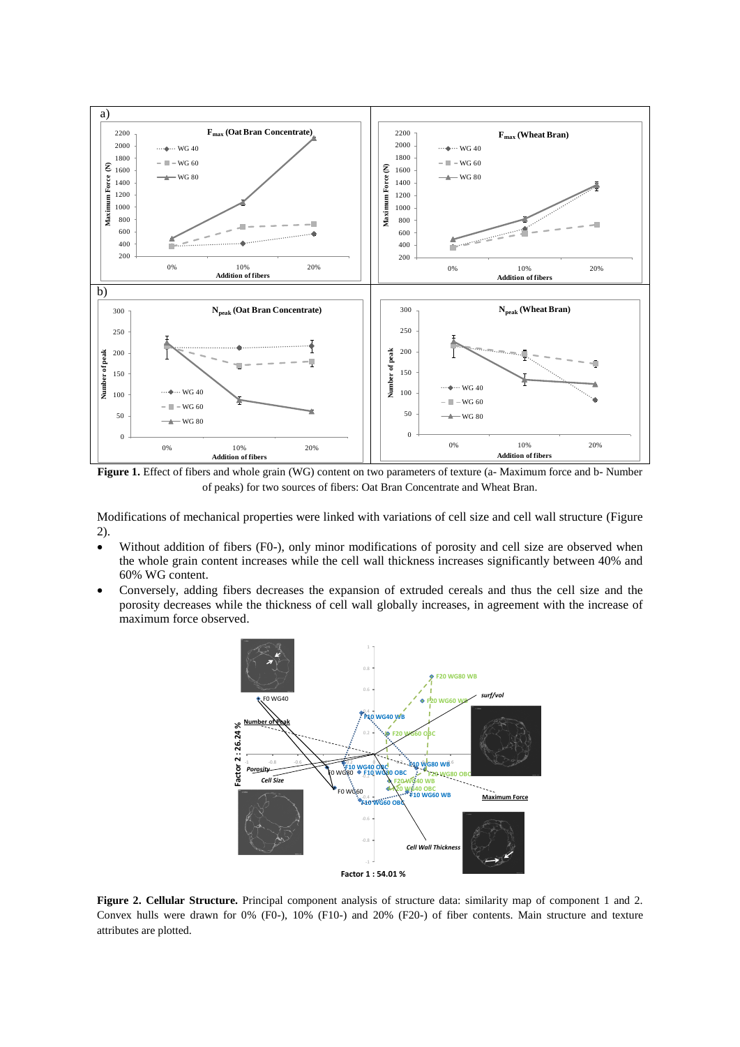a)

**$F_{max}$ (Oat Bran Concentrate)**

Maximum Force (N)

2200
2000
1800
1600
1400
1200
1000
800
600
400
200

WG 40
WG 60
WG 80

0%
10%
20%

Addition of fibers

**$F_{max}$ (Wheat Bran)**

Maximum Force (N)

2200
2000
1800
1600
1400
1200
1000
800
600
400
200

WG 40
WG 60
WG 80

0%
10%
20%

Addition of fibers

b)

**$N_{peak}$ (Oat Bran Concentrate)**

Number of peak

300
250
200
150
100
50
0

WG 40
WG 60
WG 80

0%
10%
20%

Addition of fibers

**$N_{peak}$ (Wheat Bran)**

Number of peak

300
250
200
150
100
50
0

WG 40
WG 60
WG 80

0%
10%
20%

Addition of fibers

**Figure 1.** Effect of fibers and whole grain (WG) content on two parameters of texture (a- Maximum force and b- Number of peaks) for two sources of fibers: Oat Bran Concentrate and Wheat Bran.

Modifications of mechanical properties were linked with variations of cell size and cell wall structure (Figure 2).

- Without addition of fibers (F0-), only minor modifications of porosity and cell size are observed when the whole grain content increases while the cell wall thickness increases significantly between 40% and 60% WG content.
- Conversely, adding fibers decreases the expansion of extruded cereals and thus the cell size and the porosity decreases while the thickness of cell wall globally increases, in agreement with the increase of maximum force observed.

F0 WG40
F0 WG80
F0 WG60
F10 WG40 WB
F10 WG40 OBC
F10 WG80 OBC
F10 WG60 OBC
F10 WG80 WB
F10 WG60 WB
F20 WG80 WB
F20 WG60 WB
F20 WG60 OBC
F20 WG40 WB
F20 WG40 OBC
F20 WG80 OBC

Number of Peak
Porosity
Cell Size
surf/vol
Maximum Force
Cell Wall Thickness

Factor 2 : 26.24 %

Factor 1 : 54.01 %

**Figure 2. Cellular Structure.** Principal component analysis of structure data: similarity map of component 1 and 2. Convex hulls were drawn for 0% (F0-), 10% (F10-) and 20% (F20-) of fiber contents. Main structure and texture attributes are plotted.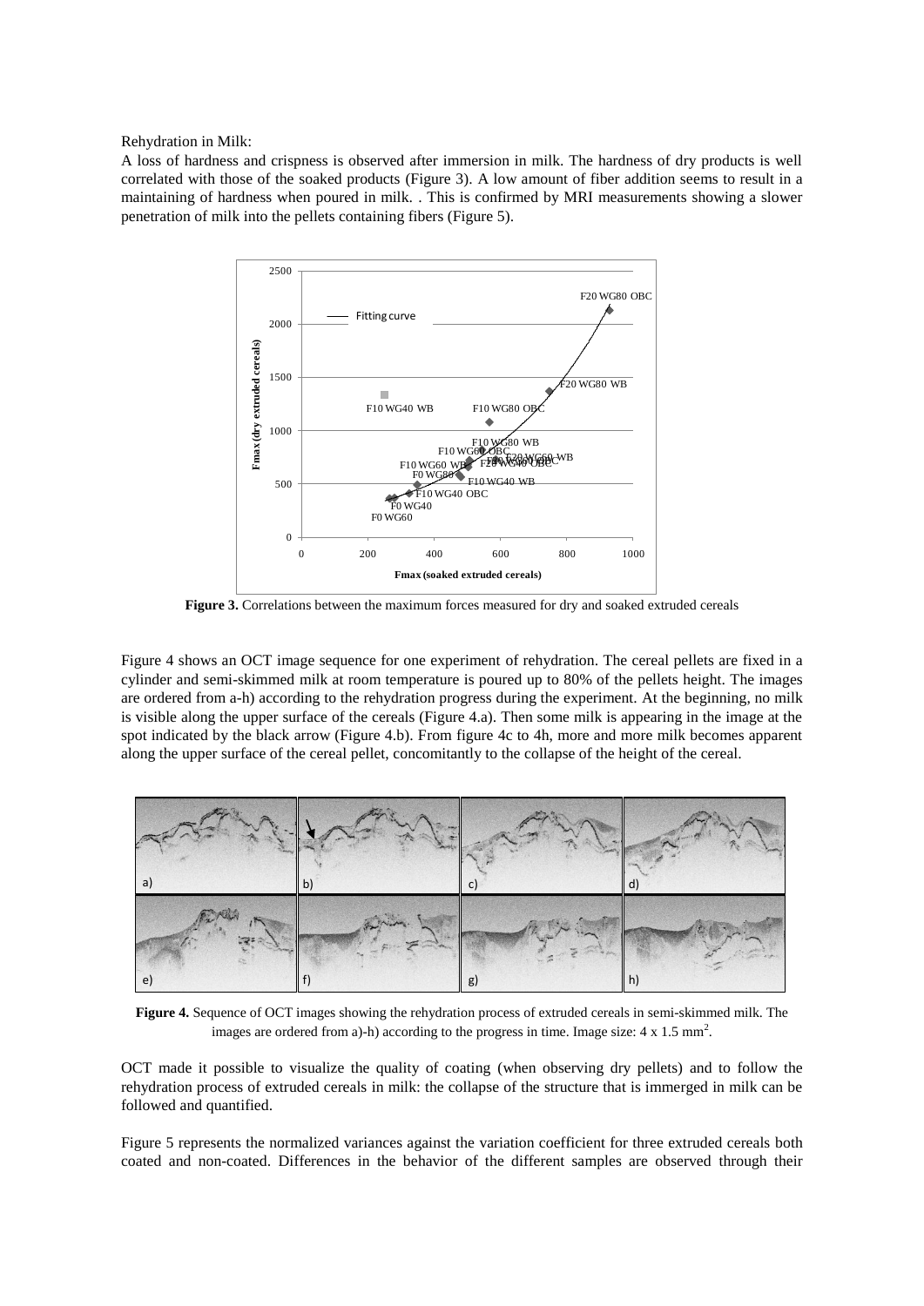Rehydration in Milk:

A loss of hardness and crispness is observed after immersion in milk. The hardness of dry products is well correlated with those of the soaked products (Figure 3). A low amount of fiber addition seems to result in a maintaining of hardness when poured in milk. . This is confirmed by MRI measurements showing a slower penetration of milk into the pellets containing fibers (Figure 5).

Fitting curve

F20 WG80 OBC

F20 WG80 WB

F10 WG40 WB

F10 WG80 OBC

F10 WG80 WB

F10 WG60 OBC

F10 WG60 WB

F20 WG60 WB

F20 WG40 OBC

F0 WG80

F10 WG40 WB

F10 WG40 OBC

F0 WG40

F0 WG60

Fmax (dry extruded cereals)

Fmax (soaked extruded cereals)

0, 500, 1000, 1500, 2000, 2500

0, 200, 400, 600, 800, 1000

**Figure 3.** Correlations between the maximum forces measured for dry and soaked extruded cereals

Figure 4 shows an OCT image sequence for one experiment of rehydration. The cereal pellets are fixed in a cylinder and semi-skimmed milk at room temperature is poured up to 80% of the pellets height. The images are ordered from a-h) according to the rehydration progress during the experiment. At the beginning, no milk is visible along the upper surface of the cereals (Figure 4.a). Then some milk is appearing in the image at the spot indicated by the black arrow (Figure 4.b). From figure 4c to 4h, more and more milk becomes apparent along the upper surface of the cereal pellet, concomitantly to the collapse of the height of the cereal.

a) b) c) d)

e) f) g) h)

**Figure 4.** Sequence of OCT images showing the rehydration process of extruded cereals in semi-skimmed milk. The images are ordered from a)-h) according to the progress in time. Image size: 4 x 1.5 $mm^2$.

OCT made it possible to visualize the quality of coating (when observing dry pellets) and to follow the rehydration process of extruded cereals in milk: the collapse of the structure that is immerged in milk can be followed and quantified.

Figure 5 represents the normalized variances against the variation coefficient for three extruded cereals both coated and non-coated. Differences in the behavior of the different samples are observed through their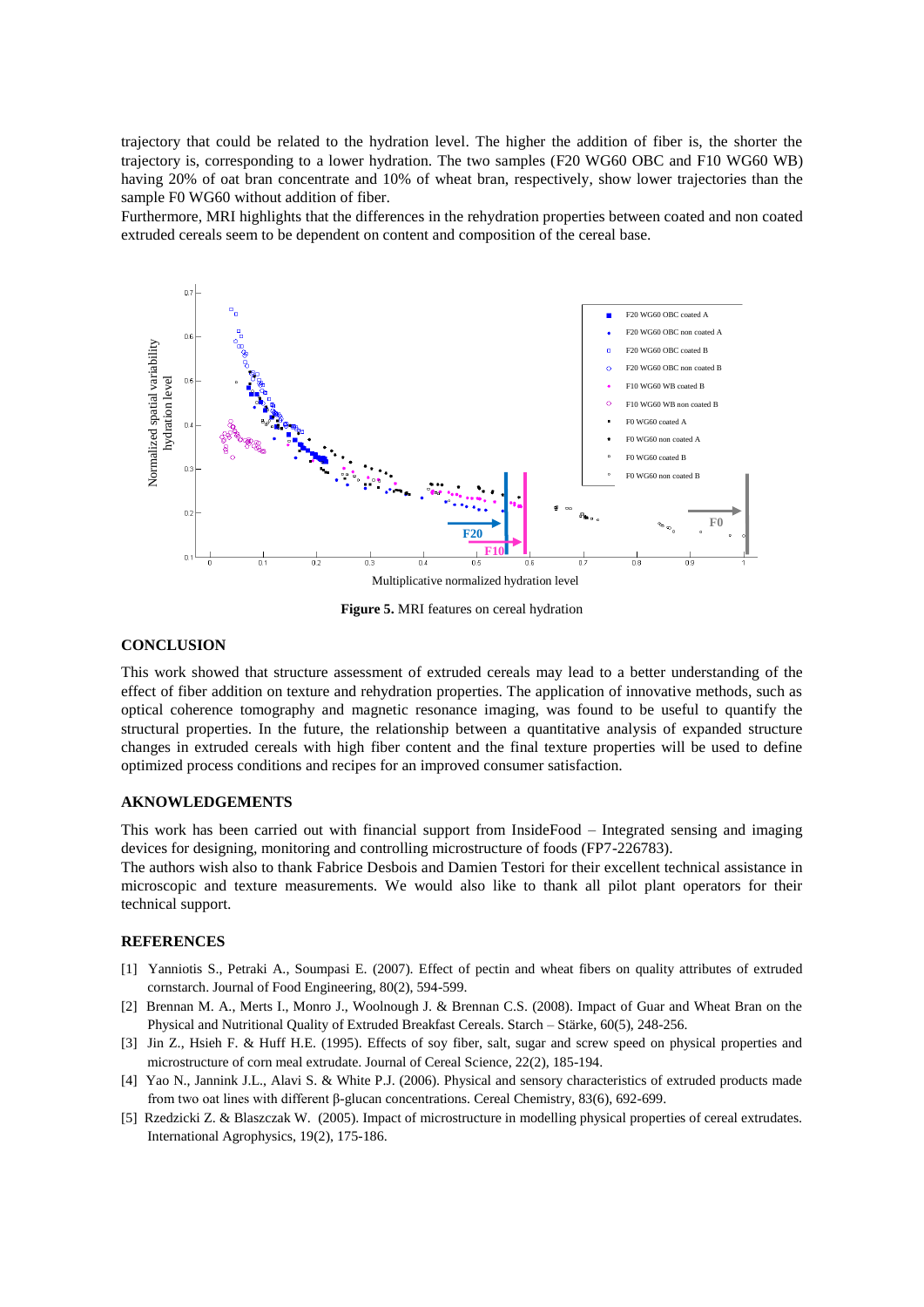trajectory that could be related to the hydration level. The higher the addition of fiber is, the shorter the trajectory is, corresponding to a lower hydration. The two samples (F20 WG60 OBC and F10 WG60 WB) having 20% of oat bran concentrate and 10% of wheat bran, respectively, show lower trajectories than the sample F0 WG60 without addition of fiber.

Furthermore, MRI highlights that the differences in the rehydration properties between coated and non coated extruded cereals seem to be dependent on content and composition of the cereal base.

Normalized spatial variability hydration level

0.7
0.6
0.5
0.4
0.3
0.2
0.1

0
0.1
0.2
0.3
0.4
0.5
0.6
0.7
0.8
0.9
1

Multiplicative normalized hydration level

F20
F10
F0

F20 WG60 OBC coated A
F20 WG60 OBC non coated A
F20 WG60 OBC coated B
F20 WG60 OBC non coated B
F10 WG60 WB coated B
F10 WG60 WB non coated B
F0 WG60 coated A
F0 WG60 non coated A
F0 WG60 coated B
F0 WG60 non coated B

**Figure 5.** MRI features on cereal hydration

## CONCLUSION

This work showed that structure assessment of extruded cereals may lead to a better understanding of the effect of fiber addition on texture and rehydration properties. The application of innovative methods, such as optical coherence tomography and magnetic resonance imaging, was found to be useful to quantify the structural properties. In the future, the relationship between a quantitative analysis of expanded structure changes in extruded cereals with high fiber content and the final texture properties will be used to define optimized process conditions and recipes for an improved consumer satisfaction.

## AKNOWLEDGEMENTS

This work has been carried out with financial support from InsideFood – Integrated sensing and imaging devices for designing, monitoring and controlling microstructure of foods (FP7-226783).

The authors wish also to thank Fabrice Desbois and Damien Testori for their excellent technical assistance in microscopic and texture measurements. We would also like to thank all pilot plant operators for their technical support.

## REFERENCES

[1] Yanniotis S., Petraki A., Soumpasi E. (2007). Effect of pectin and wheat fibers on quality attributes of extruded cornstarch. Journal of Food Engineering, 80(2), 594-599.

[2] Brennan M. A., Merts I., Monro J., Woolnough J. & Brennan C.S. (2008). Impact of Guar and Wheat Bran on the Physical and Nutritional Quality of Extruded Breakfast Cereals. Starch – Stärke, 60(5), 248-256.

[3] Jin Z., Hsieh F. & Huff H.E. (1995). Effects of soy fiber, salt, sugar and screw speed on physical properties and microstructure of corn meal extrudate. Journal of Cereal Science, 22(2), 185-194.

[4] Yao N., Jannink J.L., Alavi S. & White P.J. (2006). Physical and sensory characteristics of extruded products made from two oat lines with different β-glucan concentrations. Cereal Chemistry, 83(6), 692-699.

[5] Rzedzicki Z. & Blaszczak W. (2005). Impact of microstructure in modelling physical properties of cereal extrudates. International Agrophysics, 19(2), 175-186.